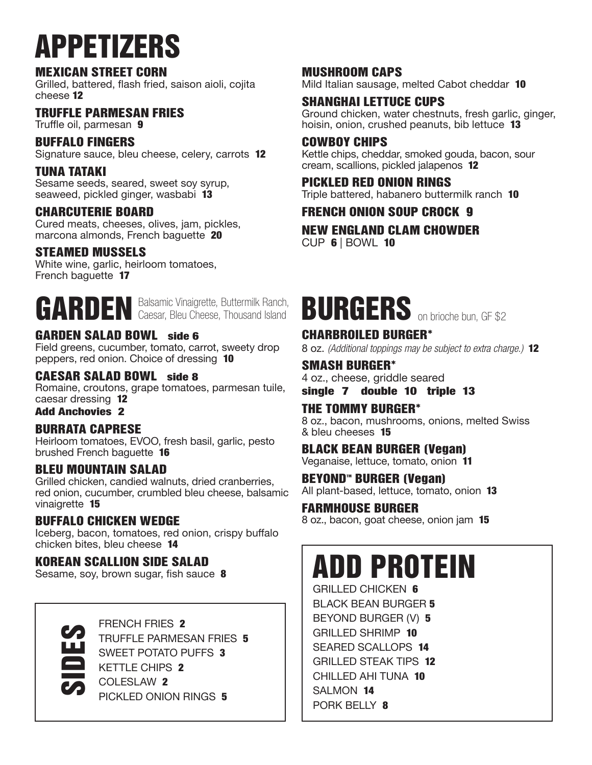# APPETIZERS

### MEXICAN STREET CORN
Grilled, battered, flash fried, saison aioli, cojita cheese **12**

### TRUFFLE PARMESAN FRIES
Truffle oil, parmesan **9**

### BUFFALO FINGERS
Signature sauce, bleu cheese, celery, carrots **12**

### TUNA TATAKI
Sesame seeds, seared, sweet soy syrup, seaweed, pickled ginger, wasbabi **13**

### CHARCUTERIE BOARD
Cured meats, cheeses, olives, jam, pickles, marcona almonds, French baguette **20**

### STEAMED MUSSELS
White wine, garlic, heirloom tomatoes, French baguette **17**

### MUSHROOM CAPS
Mild Italian sausage, melted Cabot cheddar **10**

### SHANGHAI LETTUCE CUPS
Ground chicken, water chestnuts, fresh garlic, ginger, hoisin, onion, crushed peanuts, bib lettuce **13**

### COWBOY CHIPS
Kettle chips, cheddar, smoked gouda, bacon, sour cream, scallions, pickled jalapenos **12**

### PICKLED RED ONION RINGS
Triple battered, habanero buttermilk ranch **10**

### FRENCH ONION SOUP CROCK 9

### NEW ENGLAND CLAM CHOWDER
CUP **6** | BOWL **10**

# GARDEN

Balsamic Vinaigrette, Buttermilk Ranch, Caesar, Bleu Cheese, Thousand Island

### GARDEN SALAD BOWL side 6
Field greens, cucumber, tomato, carrot, sweety drop peppers, red onion. Choice of dressing **10**

### CAESAR SALAD BOWL side 8
Romaine, croutons, grape tomatoes, parmesan tuile, caesar dressing **12**

**Add Anchovies 2**

### BURRATA CAPRESE
Heirloom tomatoes, EVOO, fresh basil, garlic, pesto brushed French baguette **16**

### BLEU MOUNTAIN SALAD
Grilled chicken, candied walnuts, dried cranberries, red onion, cucumber, crumbled bleu cheese, balsamic vinaigrette **15**

### BUFFALO CHICKEN WEDGE
Iceberg, bacon, tomatoes, red onion, crispy buffalo chicken bites, bleu cheese **14**

### KOREAN SCALLION SIDE SALAD
Sesame, soy, brown sugar, fish sauce **8**

# SIDES

- FRENCH FRIES **2**
- TRUFFLE PARMESAN FRIES **5**
- SWEET POTATO PUFFS **3**
- KETTLE CHIPS **2**
- COLESLAW **2**
- PICKLED ONION RINGS **5**

# BURGERS

on brioche bun, GF $2

### CHARBROILED BURGER*
8 oz. *(Additional toppings may be subject to extra charge.)* **12**

### SMASH BURGER*
4 oz., cheese, griddle seared

**single 7 double 10 triple 13**

### THE TOMMY BURGER*
8 oz., bacon, mushrooms, onions, melted Swiss & bleu cheeses **15**

### BLACK BEAN BURGER (Vegan)
Veganaise, lettuce, tomato, onion **11**

### BEYOND™ BURGER (Vegan)
All plant-based, lettuce, tomato, onion **13**

### FARMHOUSE BURGER
8 oz., bacon, goat cheese, onion jam **15**

# ADD PROTEIN

- GRILLED CHICKEN **6**
- BLACK BEAN BURGER **5**
- BEYOND BURGER (V) **5**
- GRILLED SHRIMP **10**
- SEARED SCALLOPS **14**
- GRILLED STEAK TIPS **12**
- CHILLED AHI TUNA **10**
- SALMON **14**
- PORK BELLY **8**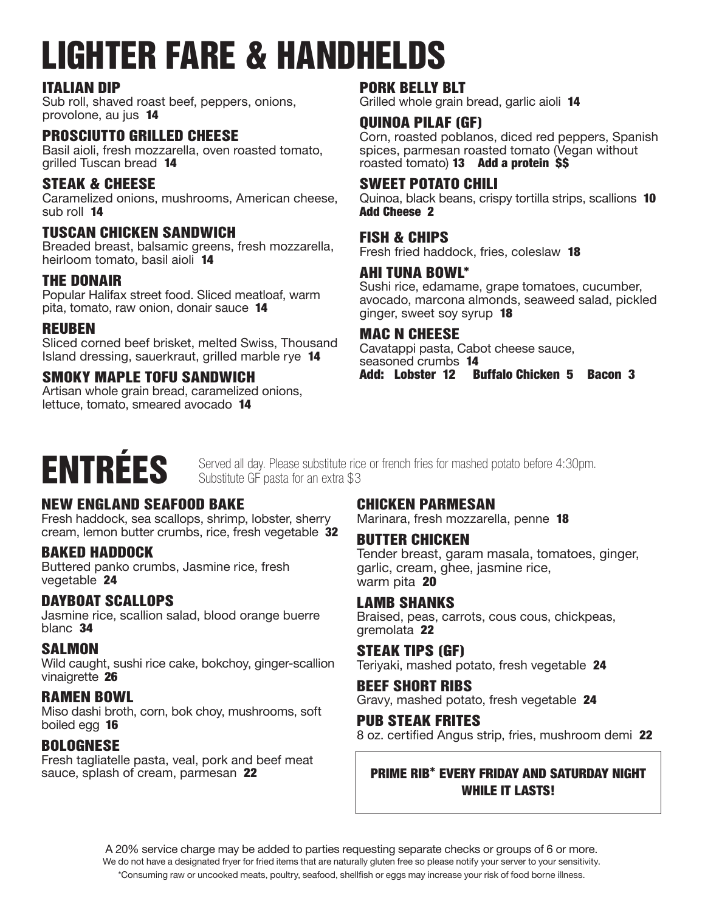# LIGHTER FARE & HANDHELDS

### ITALIAN DIP
Sub roll, shaved roast beef, peppers, onions, provolone, au jus **14**

### PROSCIUTTO GRILLED CHEESE
Basil aioli, fresh mozzarella, oven roasted tomato, grilled Tuscan bread **14**

### STEAK & CHEESE
Caramelized onions, mushrooms, American cheese, sub roll **14**

### TUSCAN CHICKEN SANDWICH
Breaded breast, balsamic greens, fresh mozzarella, heirloom tomato, basil aioli **14**

### THE DONAIR
Popular Halifax street food. Sliced meatloaf, warm pita, tomato, raw onion, donair sauce **14**

### REUBEN
Sliced corned beef brisket, melted Swiss, Thousand Island dressing, sauerkraut, grilled marble rye **14**

### SMOKY MAPLE TOFU SANDWICH
Artisan whole grain bread, caramelized onions, lettuce, tomato, smeared avocado **14**

### PORK BELLY BLT
Grilled whole grain bread, garlic aioli **14**

### QUINOA PILAF (GF)
Corn, roasted poblanos, diced red peppers, Spanish spices, parmesan roasted tomato (Vegan without roasted tomato) **13** **Add a protein $$**

### SWEET POTATO CHILI
Quinoa, black beans, crispy tortilla strips, scallions **10**
**Add Cheese 2**

### FISH & CHIPS
Fresh fried haddock, fries, coleslaw **18**

### AHI TUNA BOWL*
Sushi rice, edamame, grape tomatoes, cucumber, avocado, marcona almonds, seaweed salad, pickled ginger, sweet soy syrup **18**

### MAC N CHEESE
Cavatappi pasta, Cabot cheese sauce, seasoned crumbs **14**
**Add: Lobster 12 Buffalo Chicken 5 Bacon 3**

# ENTRÉES

Served all day. Please substitute rice or french fries for mashed potato before 4:30pm. Substitute GF pasta for an extra $3

### NEW ENGLAND SEAFOOD BAKE
Fresh haddock, sea scallops, shrimp, lobster, sherry cream, lemon butter crumbs, rice, fresh vegetable **32**

### BAKED HADDOCK
Buttered panko crumbs, Jasmine rice, fresh vegetable **24**

### DAYBOAT SCALLOPS
Jasmine rice, scallion salad, blood orange buerre blanc **34**

### SALMON
Wild caught, sushi rice cake, bokchoy, ginger-scallion vinaigrette **26**

### RAMEN BOWL
Miso dashi broth, corn, bok choy, mushrooms, soft boiled egg **16**

### BOLOGNESE
Fresh tagliatelle pasta, veal, pork and beef meat sauce, splash of cream, parmesan **22**

### CHICKEN PARMESAN
Marinara, fresh mozzarella, penne **18**

### BUTTER CHICKEN
Tender breast, garam masala, tomatoes, ginger, garlic, cream, ghee, jasmine rice, warm pita **20**

### LAMB SHANKS
Braised, peas, carrots, cous cous, chickpeas, gremolata **22**

### STEAK TIPS (GF)
Teriyaki, mashed potato, fresh vegetable **24**

### BEEF SHORT RIBS
Gravy, mashed potato, fresh vegetable **24**

### PUB STEAK FRITES
8 oz. certified Angus strip, fries, mushroom demi **22**

**PRIME RIB* EVERY FRIDAY AND SATURDAY NIGHT WHILE IT LASTS!**

A 20% service charge may be added to parties requesting separate checks or groups of 6 or more.
We do not have a designated fryer for fried items that are naturally gluten free so please notify your server to your sensitivity.
*Consuming raw or uncooked meats, poultry, seafood, shellfish or eggs may increase your risk of food borne illness.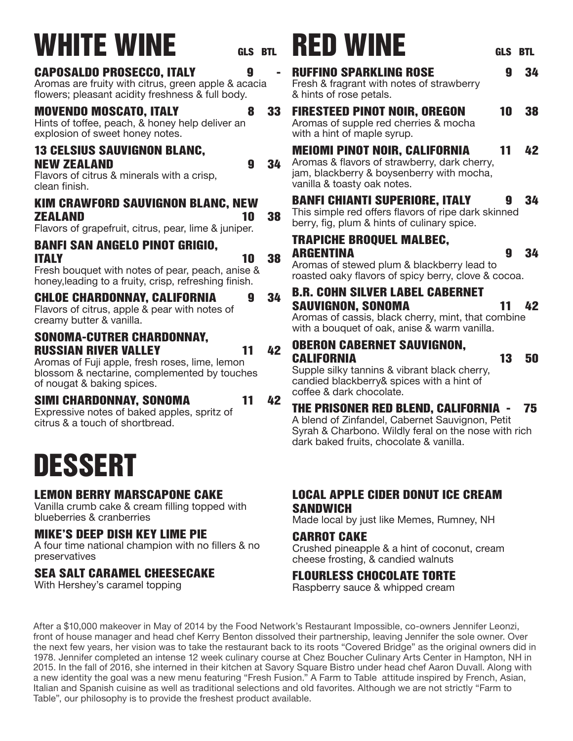# WHITE WINE

| | GLS | BTL |
|---|---|---|
| **CAPOSALDO PROSECCO, ITALY**<br>Aromas are fruity with citrus, green apple & acacia flowers; pleasant acidity freshness & full body. | 9 | - |
| **MOVENDO MOSCATO, ITALY**<br>Hints of toffee, peach, & honey help deliver an explosion of sweet honey notes. | 8 | 33 |
| **13 CELSIUS SAUVIGNON BLANC, NEW ZEALAND**<br>Flavors of citrus & minerals with a crisp, clean finish. | 9 | 34 |
| **KIM CRAWFORD SAUVIGNON BLANC, NEW ZEALAND**<br>Flavors of grapefruit, citrus, pear, lime & juniper. | 10 | 38 |
| **BANFI SAN ANGELO PINOT GRIGIO, ITALY**<br>Fresh bouquet with notes of pear, peach, anise & honey,leading to a fruity, crisp, refreshing finish. | 10 | 38 |
| **CHLOE CHARDONNAY, CALIFORNIA**<br>Flavors of citrus, apple & pear with notes of creamy butter & vanilla. | 9 | 34 |
| **SONOMA-CUTRER CHARDONNAY, RUSSIAN RIVER VALLEY**<br>Aromas of Fuji apple, fresh roses, lime, lemon blossom & nectarine, complemented by touches of nougat & baking spices. | 11 | 42 |
| **SIMI CHARDONNAY, SONOMA**<br>Expressive notes of baked apples, spritz of citrus & a touch of shortbread. | 11 | 42 |

# RED WINE

| | GLS | BTL |
|---|---|---|
| **RUFFINO SPARKLING ROSE**<br>Fresh & fragrant with notes of strawberry & hints of rose petals. | 9 | 34 |
| **FIRESTEED PINOT NOIR, OREGON**<br>Aromas of supple red cherries & mocha with a hint of maple syrup. | 10 | 38 |
| **MEIOMI PINOT NOIR, CALIFORNIA**<br>Aromas & flavors of strawberry, dark cherry, jam, blackberry & boysenberry with mocha, vanilla & toasty oak notes. | 11 | 42 |
| **BANFI CHIANTI SUPERIORE, ITALY**<br>This simple red offers flavors of ripe dark skinned berry, fig, plum & hints of culinary spice. | 9 | 34 |
| **TRAPICHE BROQUEL MALBEC, ARGENTINA**<br>Aromas of stewed plum & blackberry lead to roasted oaky flavors of spicy berry, clove & cocoa. | 9 | 34 |
| **B.R. COHN SILVER LABEL CABERNET SAUVIGNON, SONOMA**<br>Aromas of cassis, black cherry, mint, that combine with a bouquet of oak, anise & warm vanilla. | 11 | 42 |
| **OBERON CABERNET SAUVIGNON, CALIFORNIA**<br>Supple silky tannins & vibrant black cherry, candied blackberry& spices with a hint of coffee & dark chocolate. | 13 | 50 |
| **THE PRISONER RED BLEND, CALIFORNIA**<br>A blend of Zinfandel, Cabernet Sauvignon, Petit Syrah & Charbono. Wildly feral on the nose with rich dark baked fruits, chocolate & vanilla. | - | 75 |

# DESSERT

### LEMON BERRY MARSCAPONE CAKE
Vanilla crumb cake & cream filling topped with blueberries & cranberries

### MIKE'S DEEP DISH KEY LIME PIE
A four time national champion with no fillers & no preservatives

### SEA SALT CARAMEL CHEESECAKE
With Hershey's caramel topping

### LOCAL APPLE CIDER DONUT ICE CREAM SANDWICH
Made local by just like Memes, Rumney, NH

### CARROT CAKE
Crushed pineapple & a hint of coconut, cream cheese frosting, & candied walnuts

### FLOURLESS CHOCOLATE TORTE
Raspberry sauce & whipped cream

After a $10,000 makeover in May of 2014 by the Food Network's Restaurant Impossible, co-owners Jennifer Leonzi, front of house manager and head chef Kerry Benton dissolved their partnership, leaving Jennifer the sole owner. Over the next few years, her vision was to take the restaurant back to its roots "Covered Bridge" as the original owners did in 1978. Jennifer completed an intense 12 week culinary course at Chez Boucher Culinary Arts Center in Hampton, NH in 2015. In the fall of 2016, she interned in their kitchen at Savory Square Bistro under head chef Aaron Duvall. Along with a new identity the goal was a new menu featuring "Fresh Fusion." A Farm to Table attitude inspired by French, Asian, Italian and Spanish cuisine as well as traditional selections and old favorites. Although we are not strictly "Farm to Table", our philosophy is to provide the freshest product available.